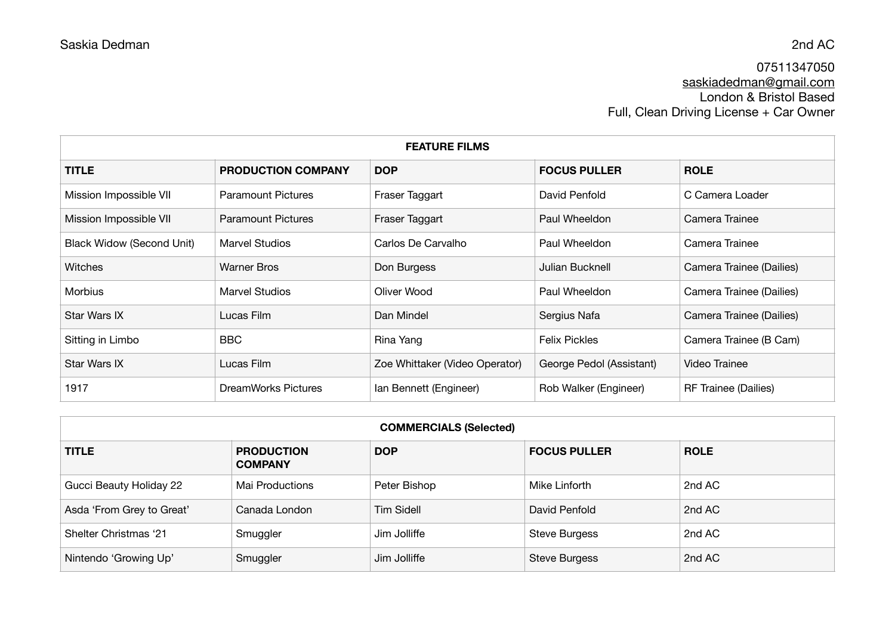Saskia Dedman

2nd AC

07511347050
saskiadedman@gmail.com
London & Bristol Based
Full, Clean Driving License + Car Owner

| FEATURE FILMS | | | | |
|---|---|---|---|---|
| **TITLE** | **PRODUCTION COMPANY** | **DOP** | **FOCUS PULLER** | **ROLE** |
| Mission Impossible VII | Paramount Pictures | Fraser Taggart | David Penfold | C Camera Loader |
| Mission Impossible VII | Paramount Pictures | Fraser Taggart | Paul Wheeldon | Camera Trainee |
| Black Widow (Second Unit) | Marvel Studios | Carlos De Carvalho | Paul Wheeldon | Camera Trainee |
| Witches | Warner Bros | Don Burgess | Julian Bucknell | Camera Trainee (Dailies) |
| Morbius | Marvel Studios | Oliver Wood | Paul Wheeldon | Camera Trainee (Dailies) |
| Star Wars IX | Lucas Film | Dan Mindel | Sergius Nafa | Camera Trainee (Dailies) |
| Sitting in Limbo | BBC | Rina Yang | Felix Pickles | Camera Trainee (B Cam) |
| Star Wars IX | Lucas Film | Zoe Whittaker (Video Operator) | George Pedol (Assistant) | Video Trainee |
| 1917 | DreamWorks Pictures | Ian Bennett (Engineer) | Rob Walker (Engineer) | RF Trainee (Dailies) |

| COMMERCIALS (Selected) | | | | |
|---|---|---|---|---|
| **TITLE** | **PRODUCTION COMPANY** | **DOP** | **FOCUS PULLER** | **ROLE** |
| Gucci Beauty Holiday 22 | Mai Productions | Peter Bishop | Mike Linforth | 2nd AC |
| Asda 'From Grey to Great' | Canada London | Tim Sidell | David Penfold | 2nd AC |
| Shelter Christmas '21 | Smuggler | Jim Jolliffe | Steve Burgess | 2nd AC |
| Nintendo 'Growing Up' | Smuggler | Jim Jolliffe | Steve Burgess | 2nd AC |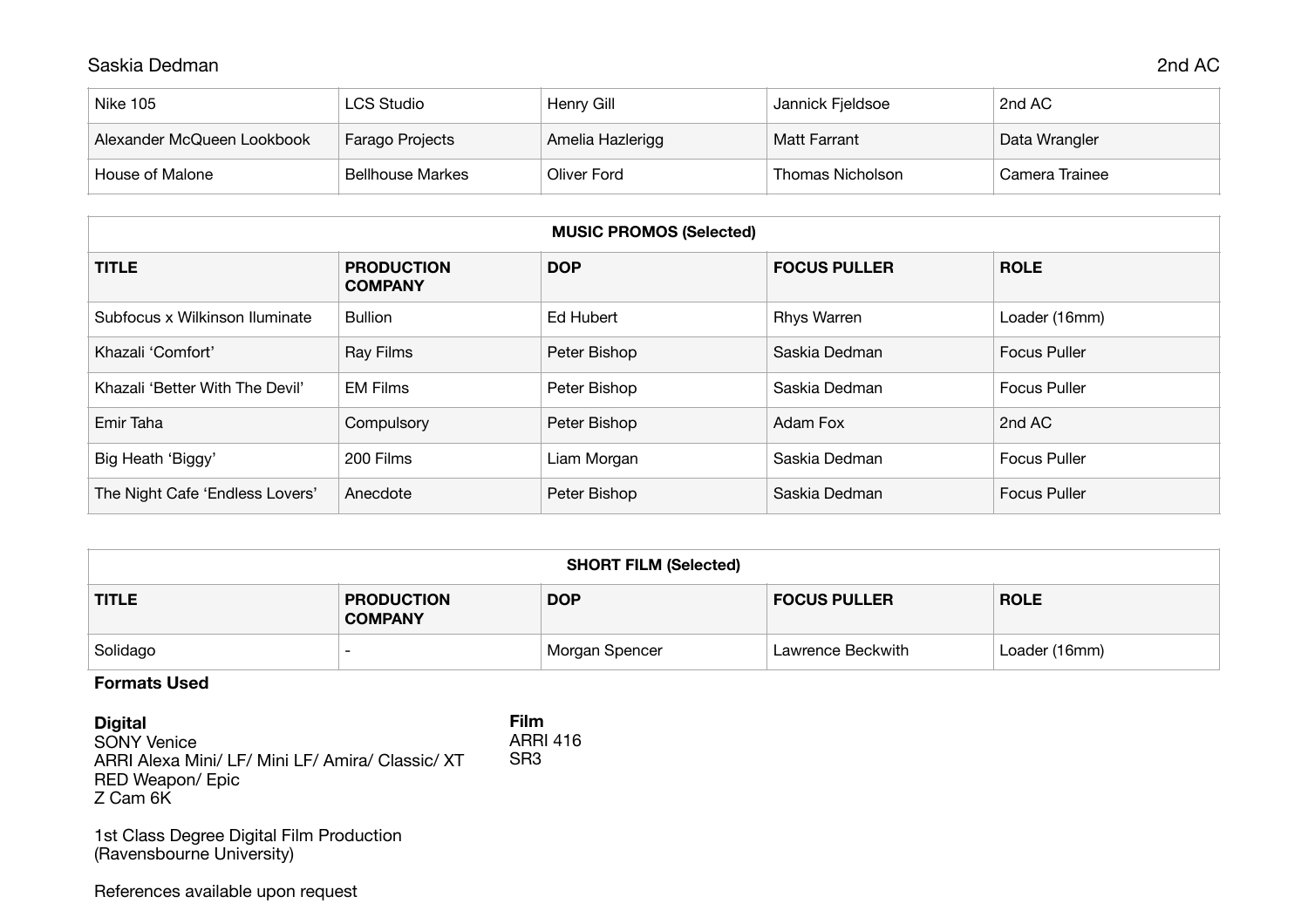| | | | | |
|---|---|---|---|---|
| Nike 105 | LCS Studio | Henry Gill | Jannick Fjeldsoe | 2nd AC |
| Alexander McQueen Lookbook | Farago Projects | Amelia Hazlerigg | Matt Farrant | Data Wrangler |
| House of Malone | Bellhouse Markes | Oliver Ford | Thomas Nicholson | Camera Trainee |

**MUSIC PROMOS (Selected)**

| TITLE | PRODUCTION COMPANY | DOP | FOCUS PULLER | ROLE |
|---|---|---|---|---|
| Subfocus x Wilkinson Iluminate | Bullion | Ed Hubert | Rhys Warren | Loader (16mm) |
| Khazali 'Comfort' | Ray Films | Peter Bishop | Saskia Dedman | Focus Puller |
| Khazali 'Better With The Devil' | EM Films | Peter Bishop | Saskia Dedman | Focus Puller |
| Emir Taha | Compulsory | Peter Bishop | Adam Fox | 2nd AC |
| Big Heath 'Biggy' | 200 Films | Liam Morgan | Saskia Dedman | Focus Puller |
| The Night Cafe 'Endless Lovers' | Anecdote | Peter Bishop | Saskia Dedman | Focus Puller |

**SHORT FILM (Selected)**

| TITLE | PRODUCTION COMPANY | DOP | FOCUS PULLER | ROLE |
|---|---|---|---|---|
| Solidago | - | Morgan Spencer | Lawrence Beckwith | Loader (16mm) |

**Formats Used**

**Digital**
SONY Venice
ARRI Alexa Mini/ LF/ Mini LF/ Amira/ Classic/ XT
RED Weapon/ Epic
Z Cam 6K

**Film**
ARRI 416
SR3

1st Class Degree Digital Film Production
(Ravensbourne University)

References available upon request